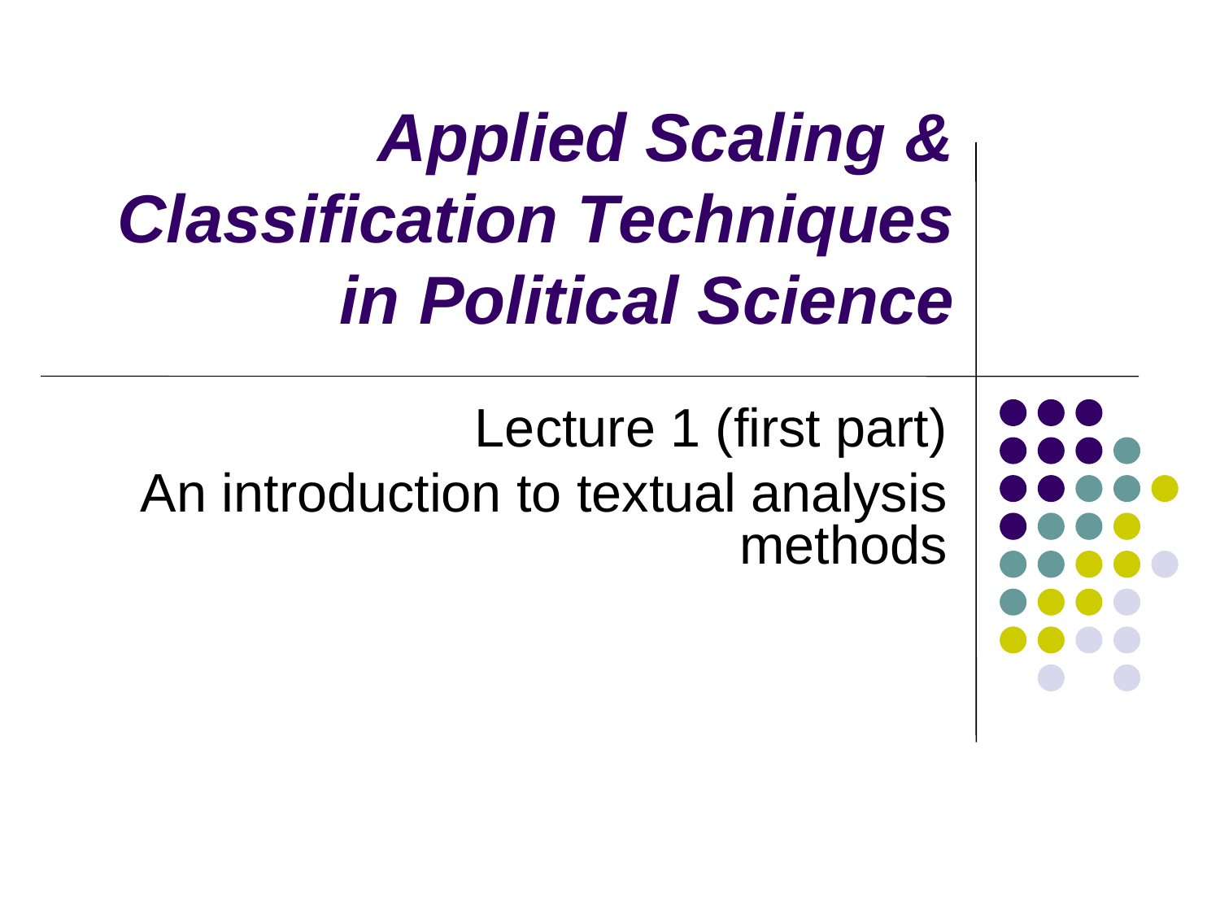# *Applied Scaling & Classification Techniques in Political Science*

Lecture 1 (first part)

An introduction to textual analysis methods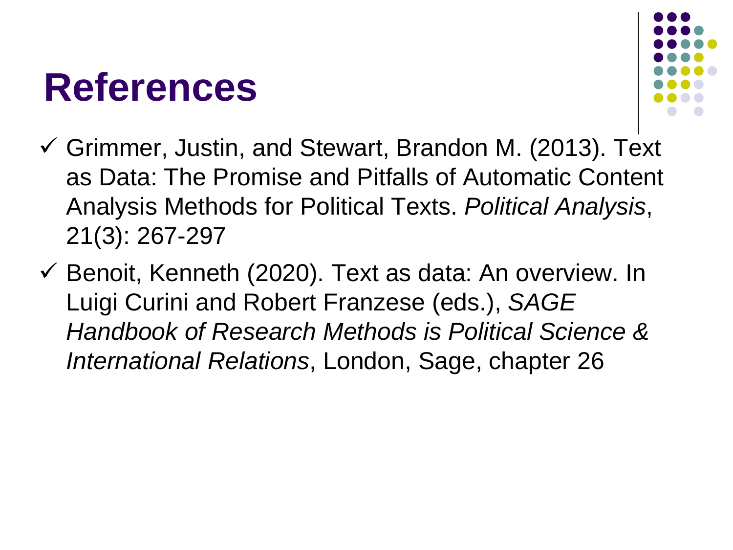# References

- ✓ Grimmer, Justin, and Stewart, Brandon M. (2013). Text as Data: The Promise and Pitfalls of Automatic Content Analysis Methods for Political Texts. *Political Analysis*, 21(3): 267-297
- ✓ Benoit, Kenneth (2020). Text as data: An overview. In Luigi Curini and Robert Franzese (eds.), *SAGE Handbook of Research Methods is Political Science & International Relations*, London, Sage, chapter 26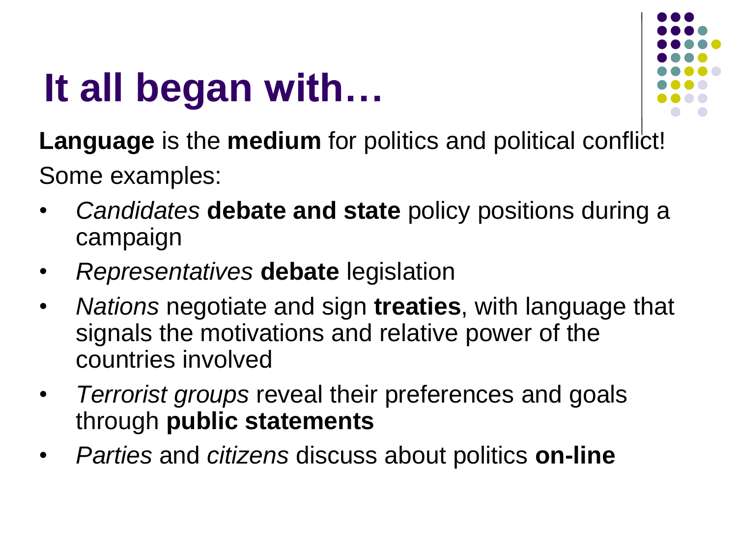# It all began with…

**Language** is the **medium** for politics and political conflict!

Some examples:

- *Candidates* **debate and state** policy positions during a campaign
- *Representatives* **debate** legislation
- *Nations* negotiate and sign **treaties**, with language that signals the motivations and relative power of the countries involved
- *Terrorist groups* reveal their preferences and goals through **public statements**
- *Parties* and *citizens* discuss about politics **on-line**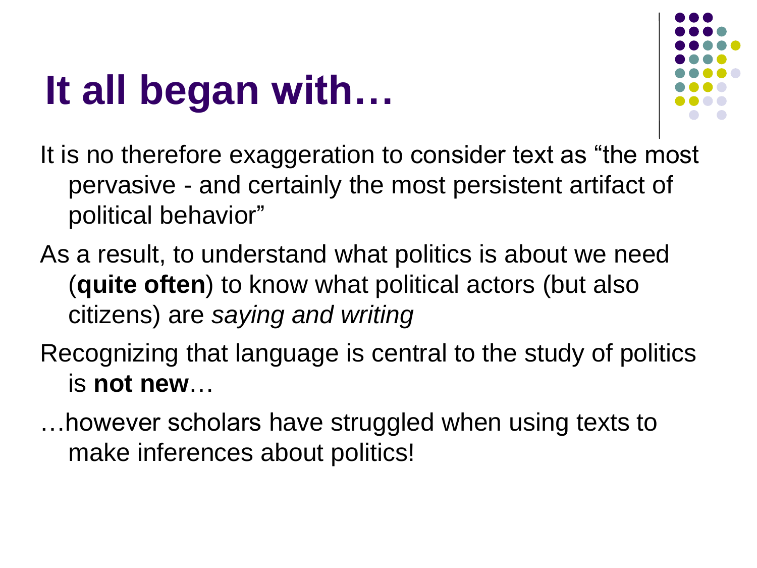# It all began with…

It is no therefore exaggeration to consider text as “the most pervasive - and certainly the most persistent artifact of political behavior”

As a result, to understand what politics is about we need (**quite often**) to know what political actors (but also citizens) are *saying and writing*

Recognizing that language is central to the study of politics is **not new**…

…however scholars have struggled when using texts to make inferences about politics!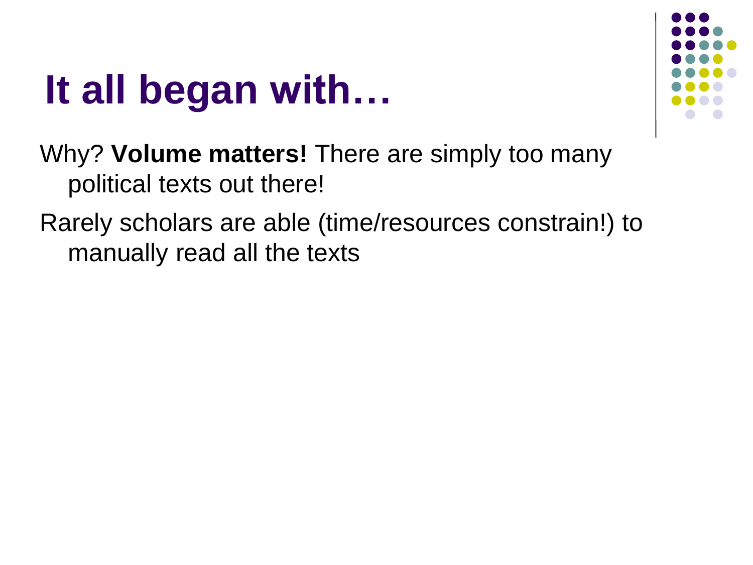# It all began with…

Why? **Volume matters!** There are simply too many political texts out there!

Rarely scholars are able (time/resources constrain!) to manually read all the texts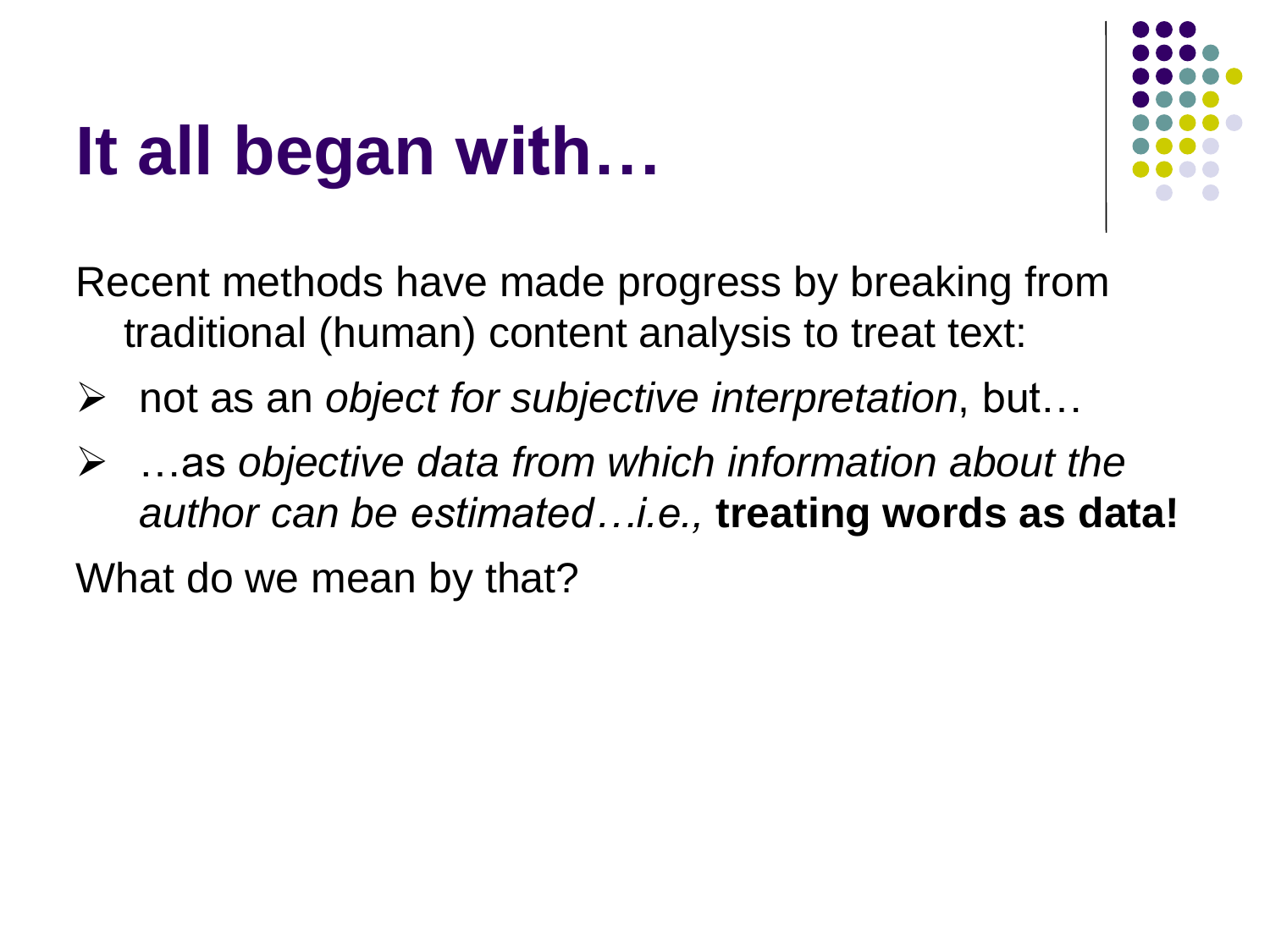# It all began with…

Recent methods have made progress by breaking from traditional (human) content analysis to treat text:

- not as an *object for subjective interpretation*, but…
- …as *objective data from which information about the author can be estimated…i.e.,* **treating words as data!**

What do we mean by that?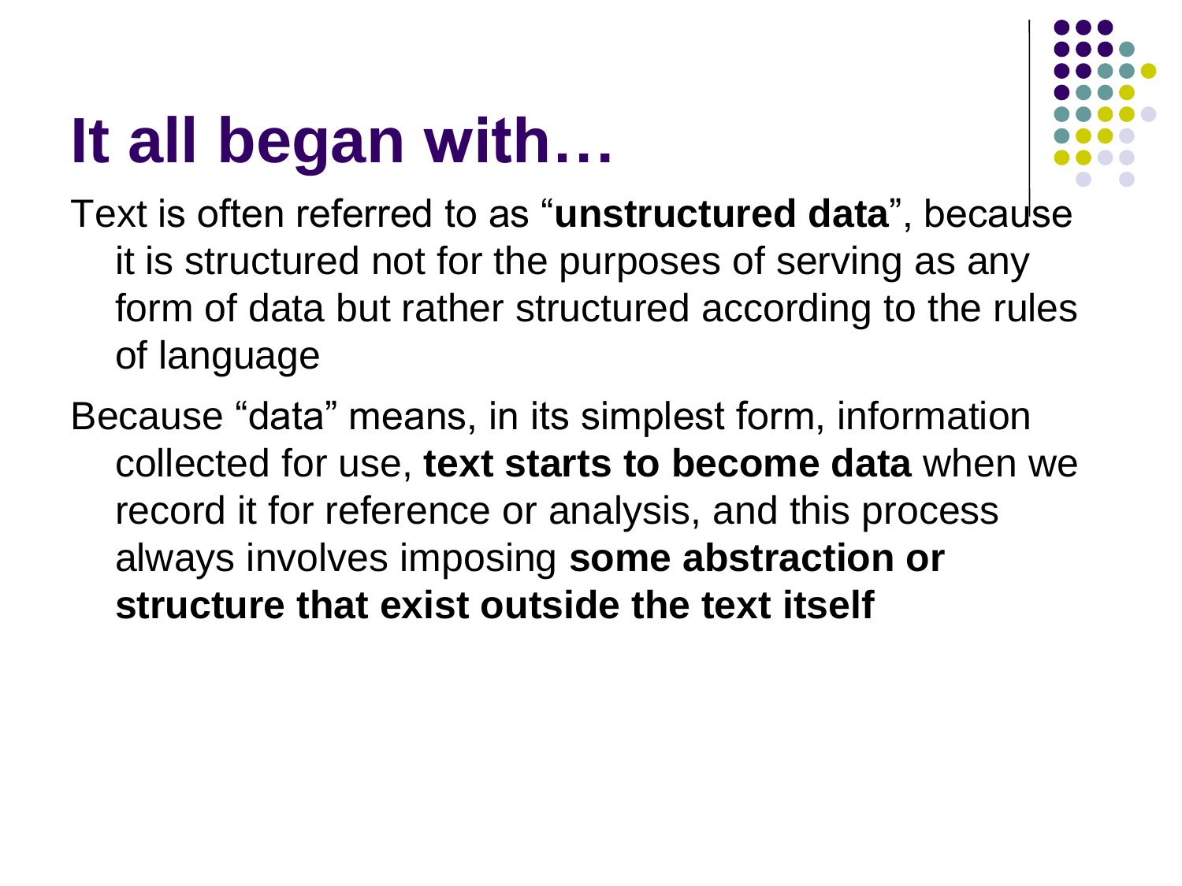# It all began with…

Text is often referred to as "**unstructured data**", because it is structured not for the purposes of serving as any form of data but rather structured according to the rules of language

Because "data" means, in its simplest form, information collected for use, **text starts to become data** when we record it for reference or analysis, and this process always involves imposing **some abstraction or structure that exist outside the text itself**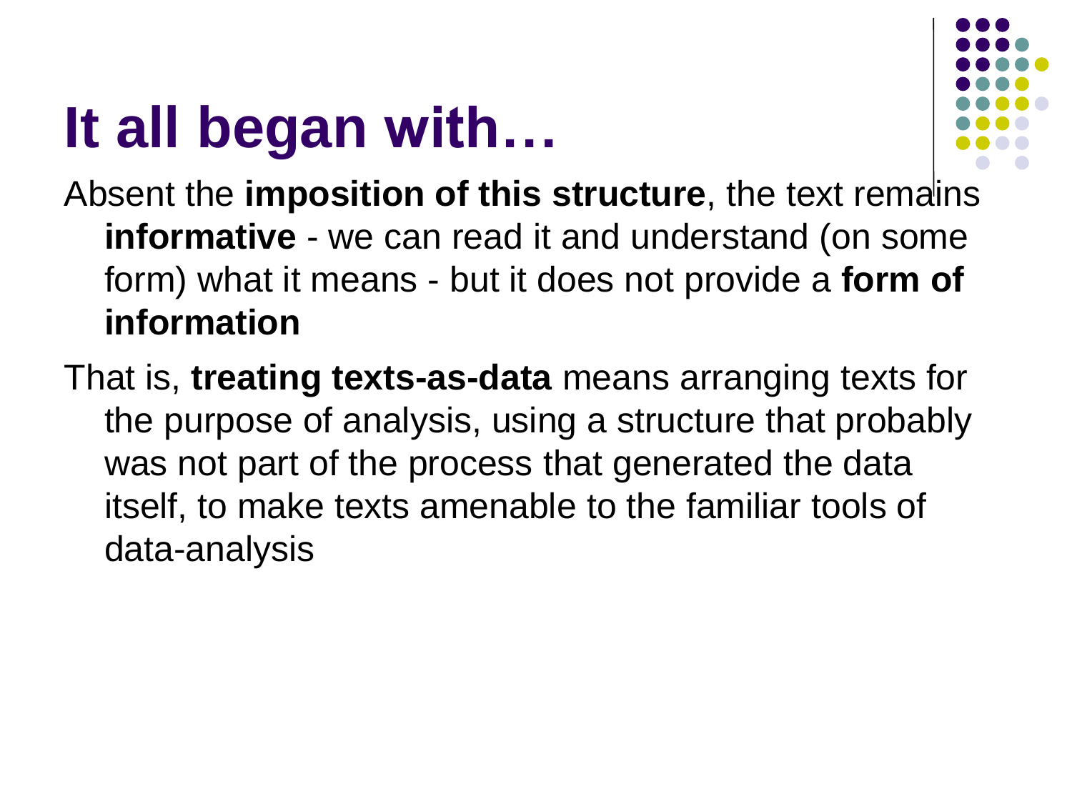# It all began with…

Absent the **imposition of this structure**, the text remains **informative** - we can read it and understand (on some form) what it means - but it does not provide a **form of information**

That is, **treating texts-as-data** means arranging texts for the purpose of analysis, using a structure that probably was not part of the process that generated the data itself, to make texts amenable to the familiar tools of data-analysis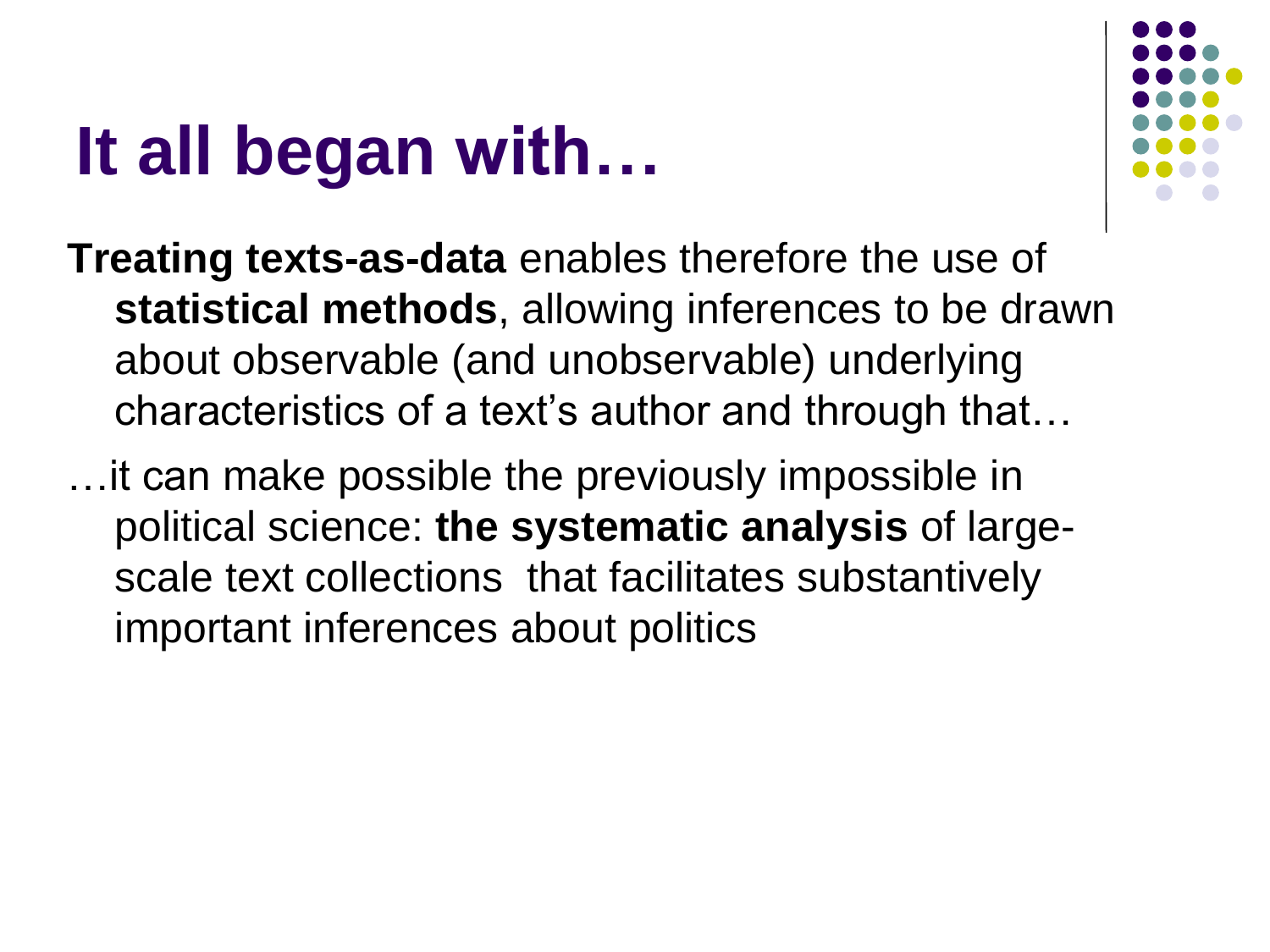# It all began with…

**Treating texts-as-data** enables therefore the use of **statistical methods**, allowing inferences to be drawn about observable (and unobservable) underlying characteristics of a text's author and through that…

…it can make possible the previously impossible in political science: **the systematic analysis** of large-scale text collections that facilitates substantively important inferences about politics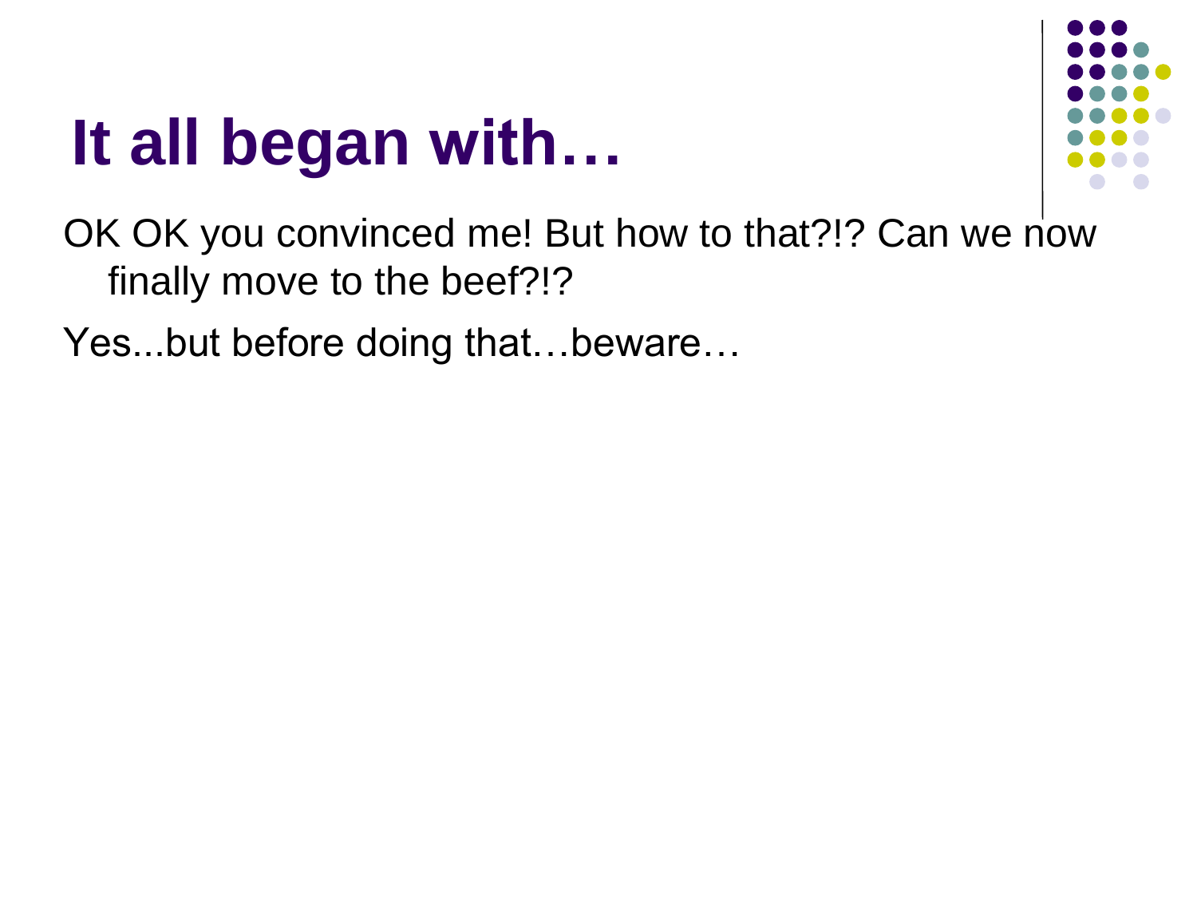# It all began with…

OK OK you convinced me! But how to that?!? Can we now finally move to the beef?!?

Yes...but before doing that…beware…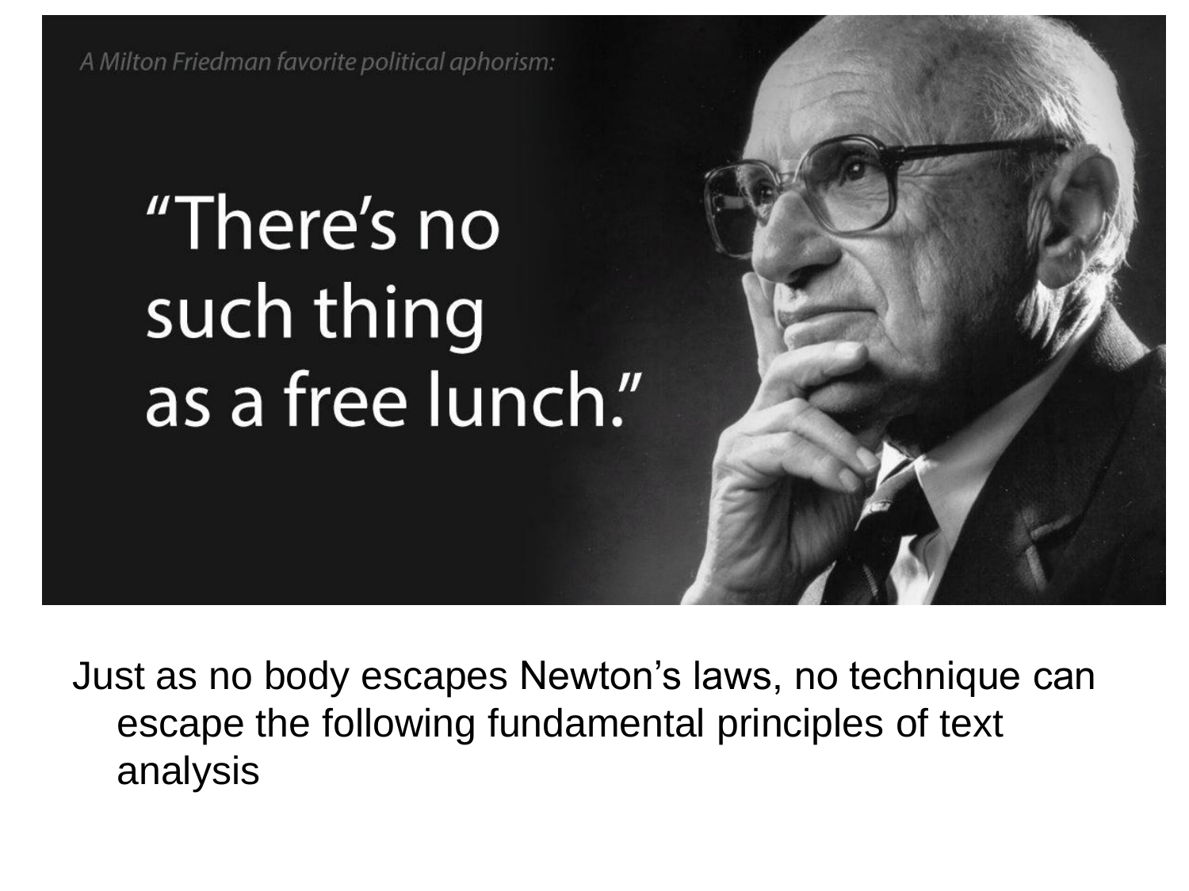A Milton Friedman favorite political aphorism:

"There's no such thing as a free lunch."

Just as no body escapes Newton's laws, no technique can escape the following fundamental principles of text analysis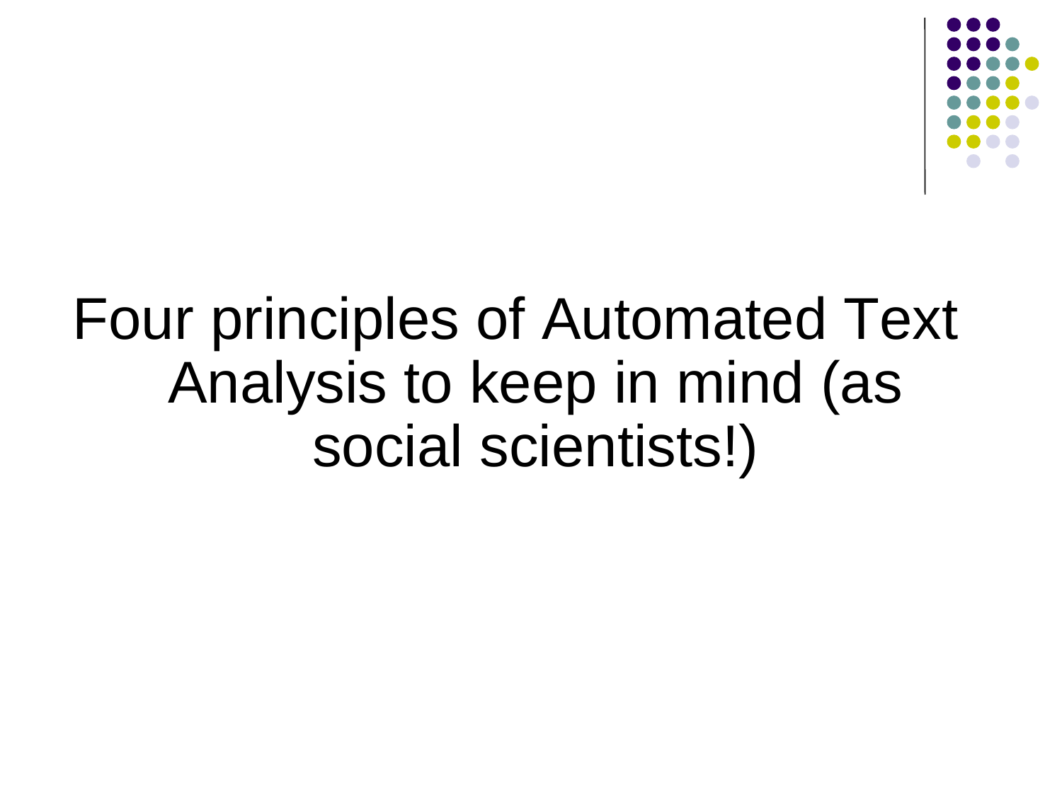# Four principles of Automated Text Analysis to keep in mind (as social scientists!)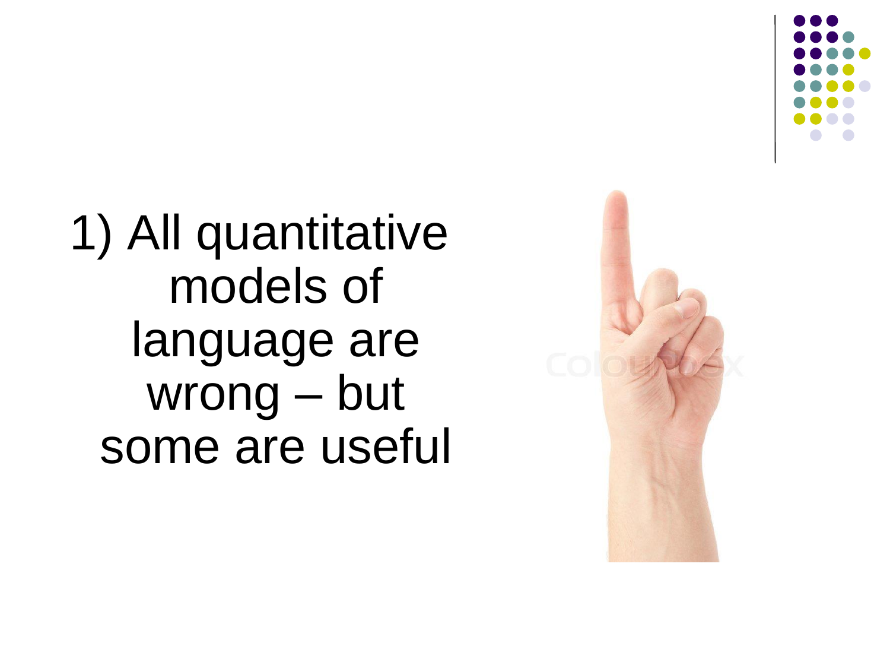1) All quantitative models of language are wrong – but some are useful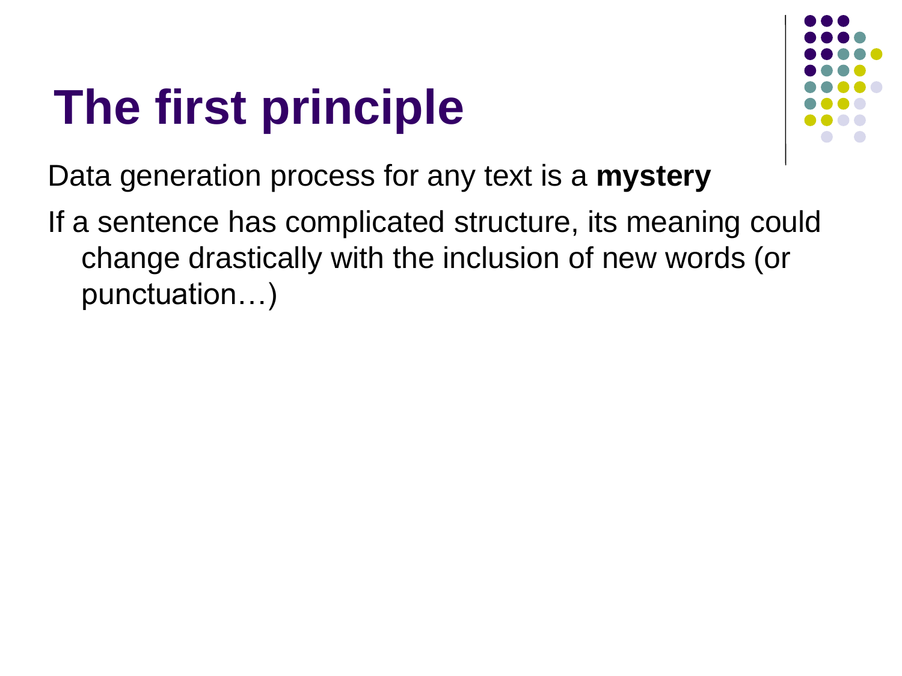# The first principle

Data generation process for any text is a **mystery**

If a sentence has complicated structure, its meaning could change drastically with the inclusion of new words (or punctuation…)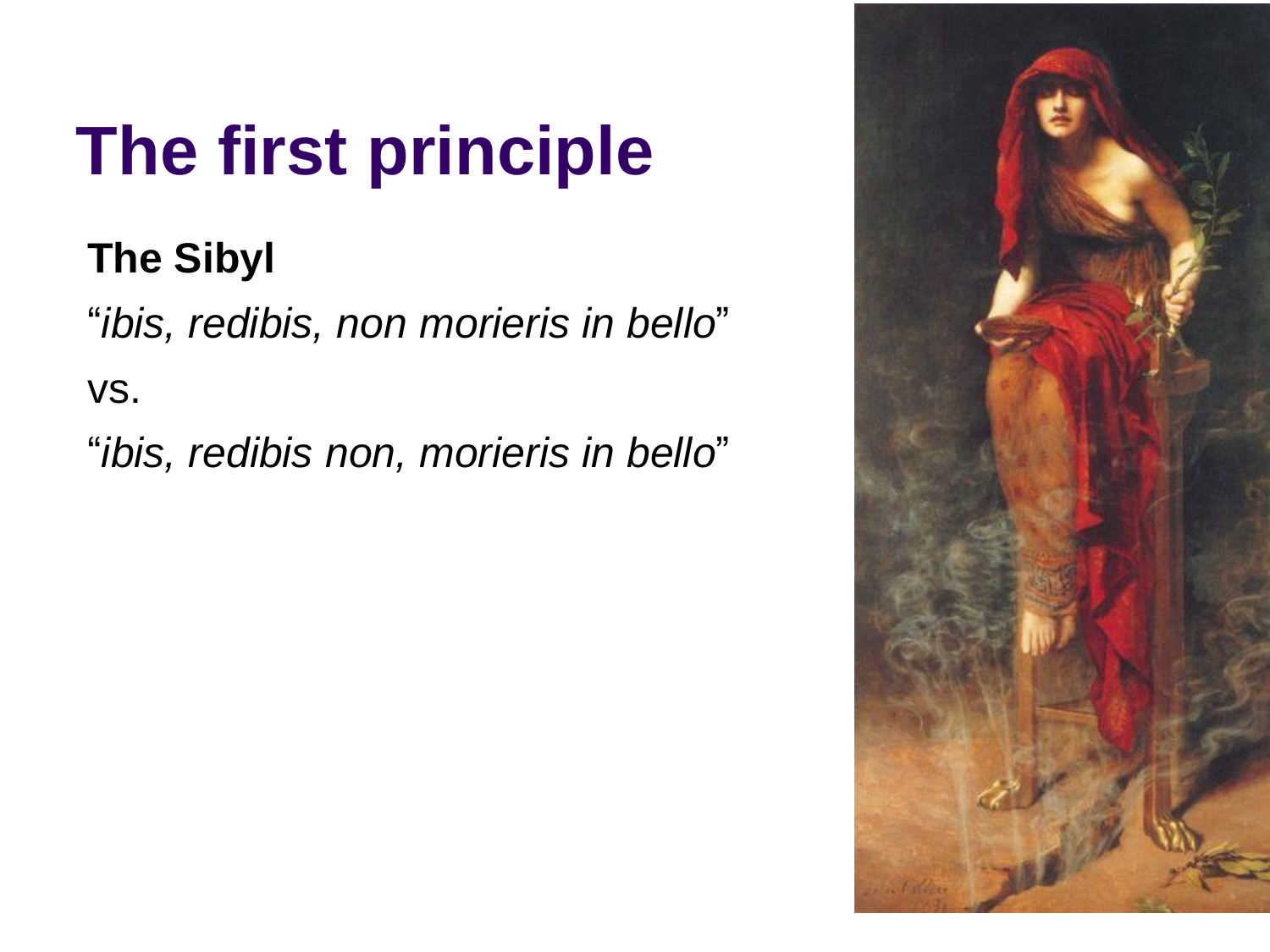# The first principle

**The Sibyl**

"*ibis, redibis, non morieris in bello*"

vs.

"*ibis, redibis non, morieris in bello*"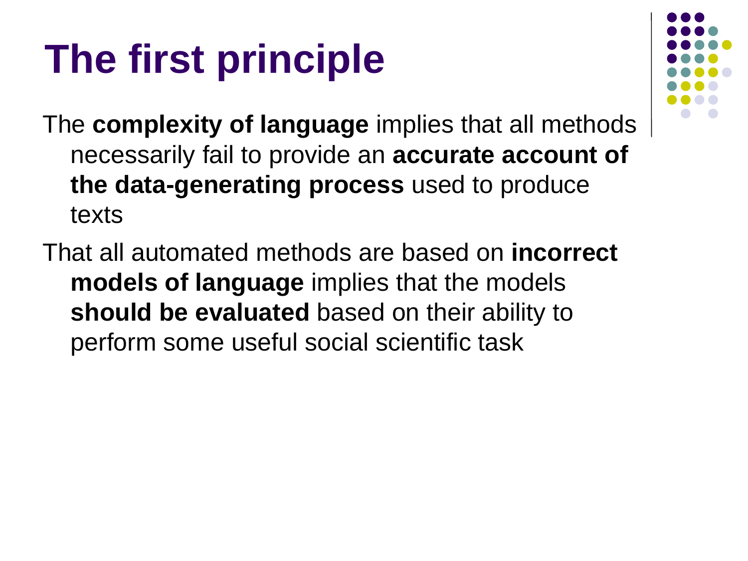# The first principle

The **complexity of language** implies that all methods necessarily fail to provide an **accurate account of the data-generating process** used to produce texts

That all automated methods are based on **incorrect models of language** implies that the models **should be evaluated** based on their ability to perform some useful social scientific task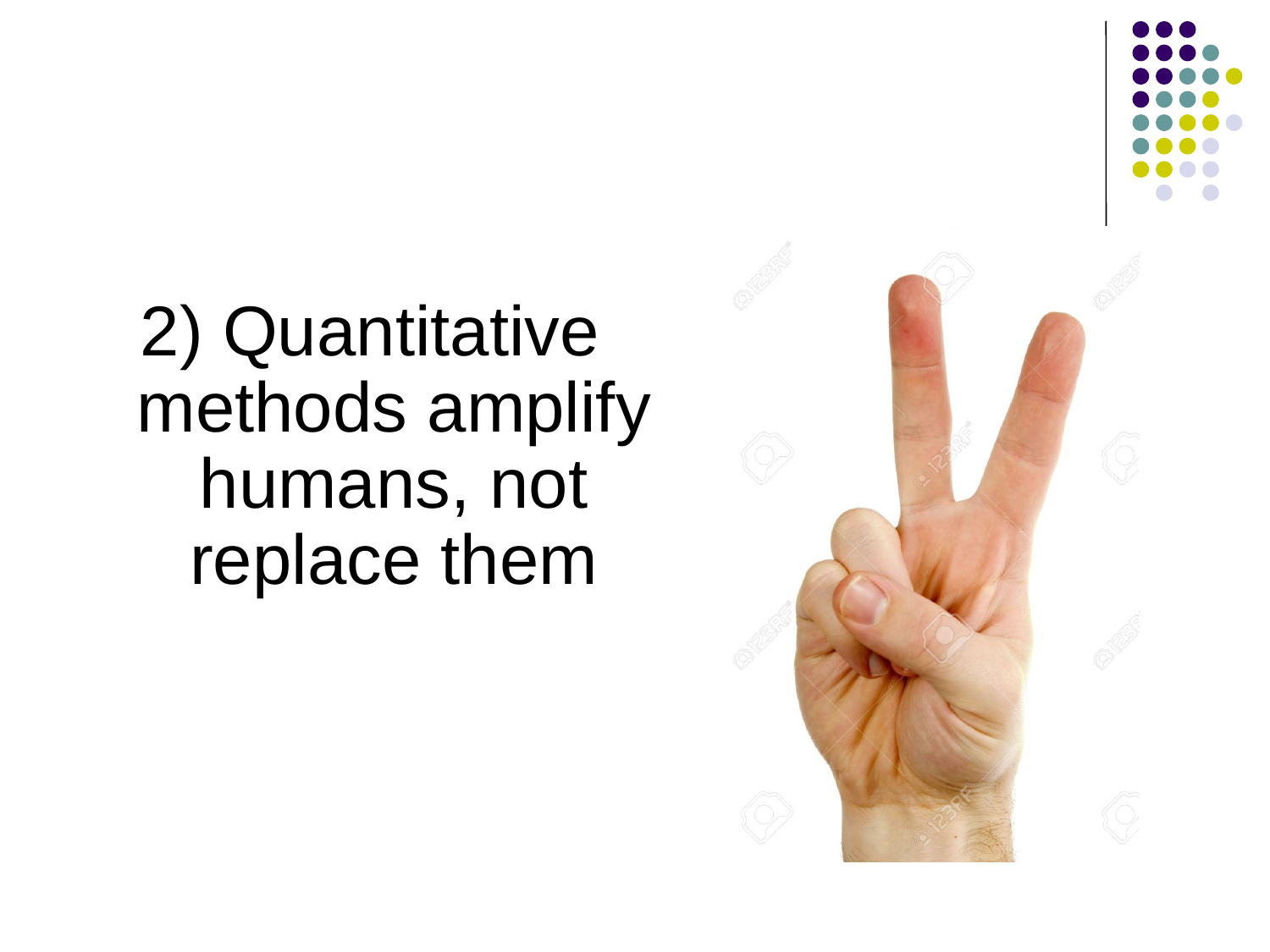2) Quantitative methods amplify humans, not replace them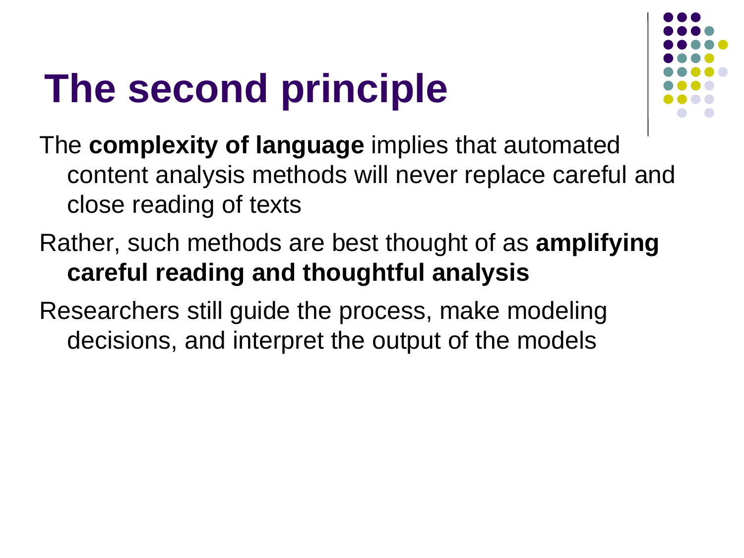# The second principle

The **complexity of language** implies that automated content analysis methods will never replace careful and close reading of texts

Rather, such methods are best thought of as **amplifying careful reading and thoughtful analysis**

Researchers still guide the process, make modeling decisions, and interpret the output of the models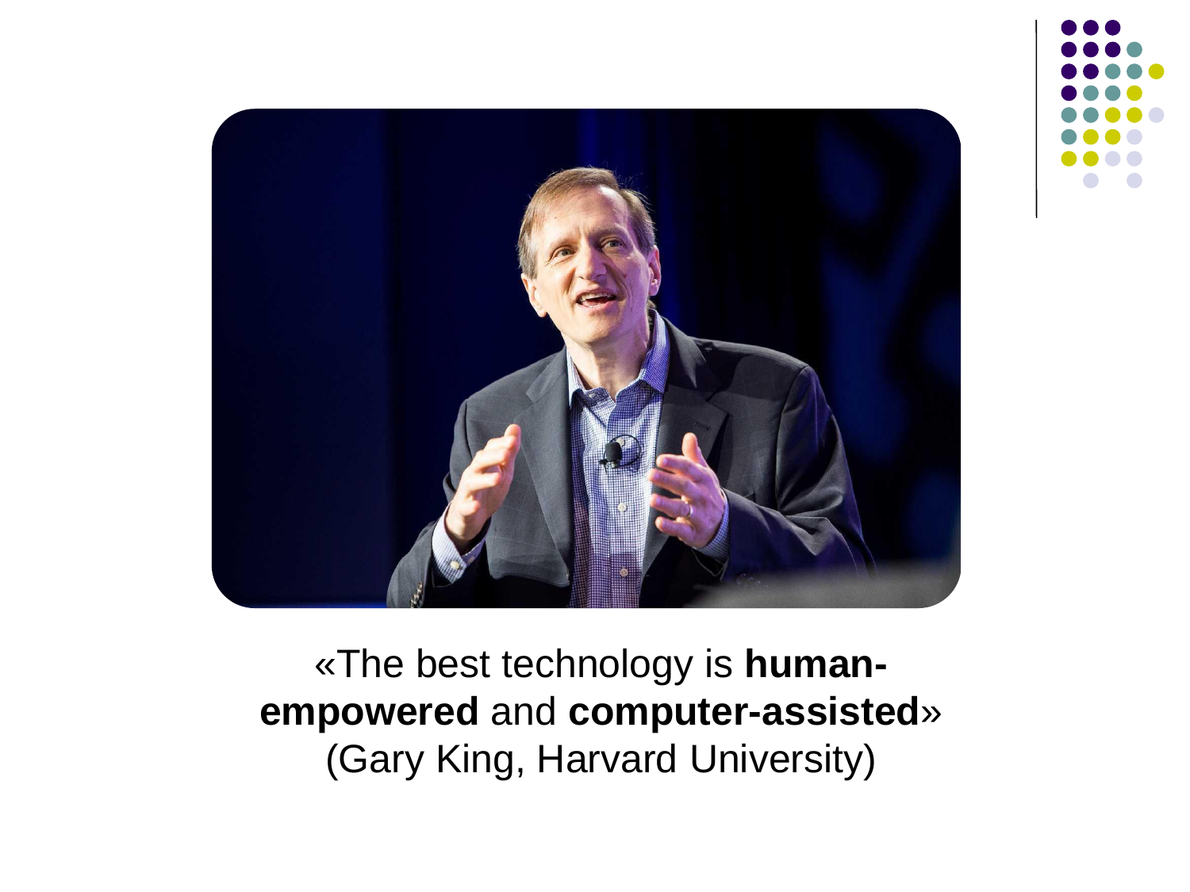«The best technology is **human-empowered** and **computer-assisted**»
(Gary King, Harvard University)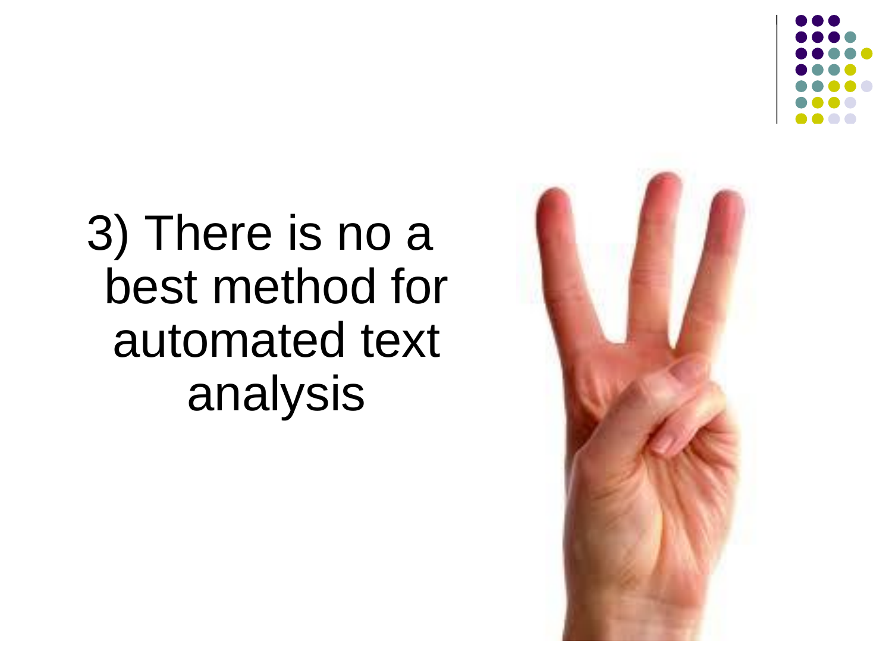3) There is no a best method for automated text analysis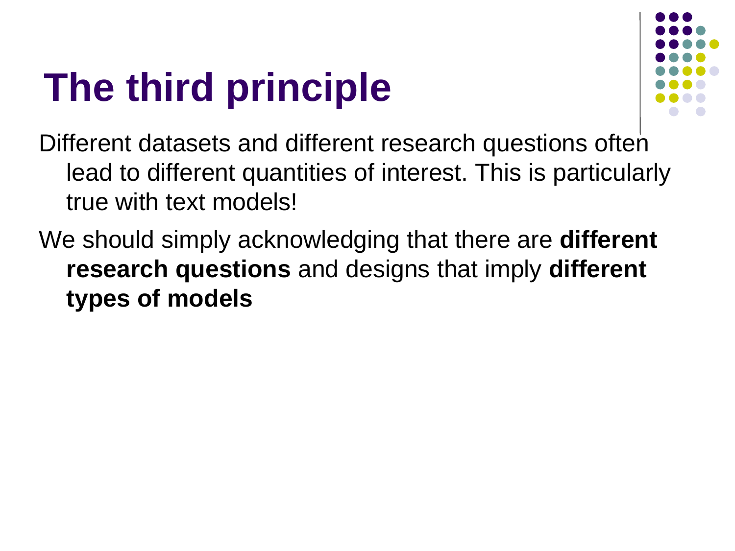# The third principle

Different datasets and different research questions often lead to different quantities of interest. This is particularly true with text models!

We should simply acknowledging that there are **different research questions** and designs that imply **different types of models**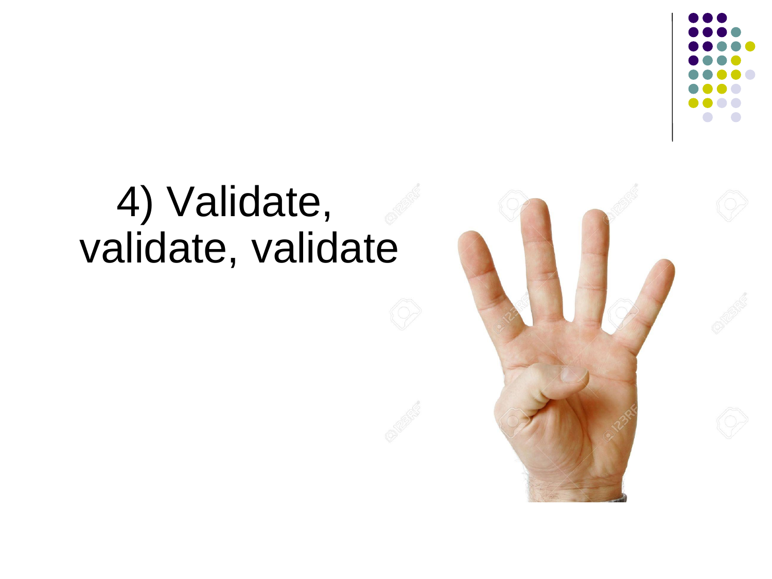# 4) Validate, validate, validate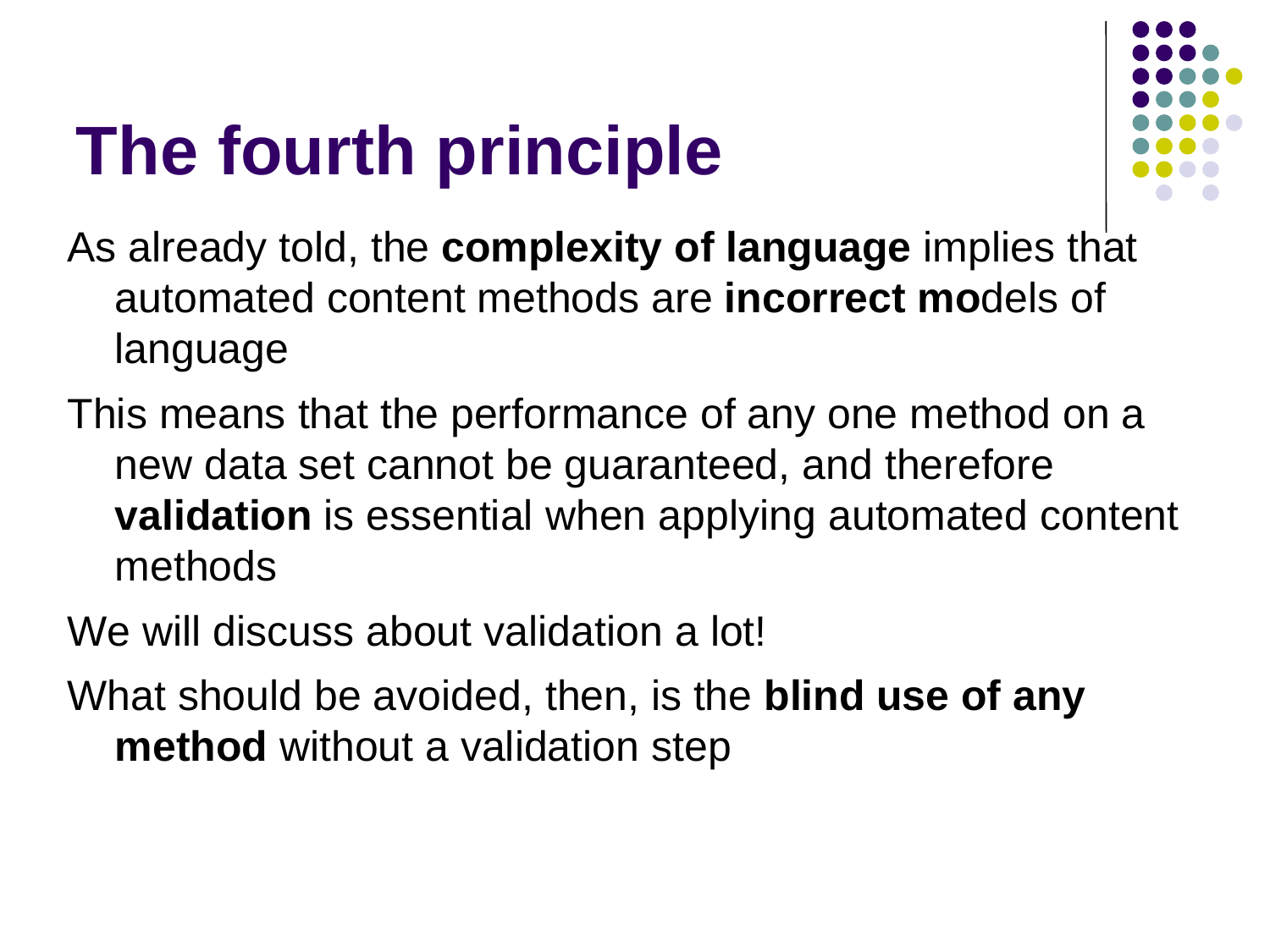# The fourth principle

As already told, the **complexity of language** implies that automated content methods are **incorrect mo**dels of language

This means that the performance of any one method on a new data set cannot be guaranteed, and therefore **validation** is essential when applying automated content methods

We will discuss about validation a lot!

What should be avoided, then, is the **blind use of any method** without a validation step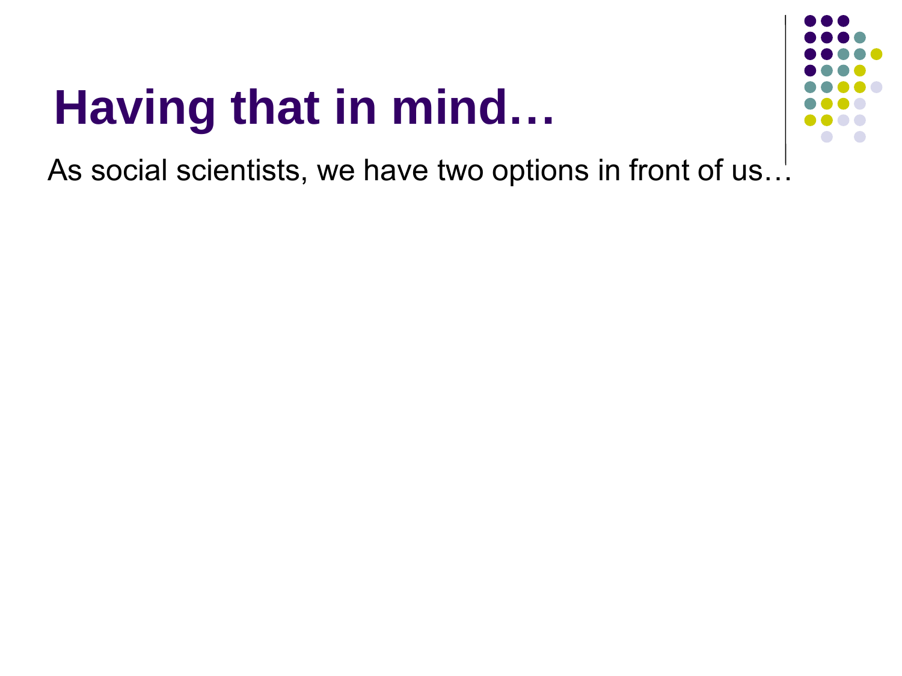# Having that in mind…

As social scientists, we have two options in front of us…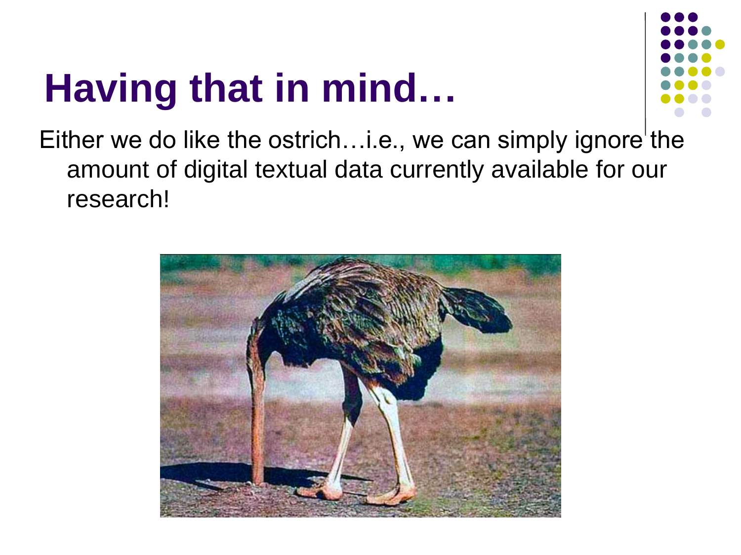# Having that in mind…

Either we do like the ostrich…i.e., we can simply ignore the amount of digital textual data currently available for our research!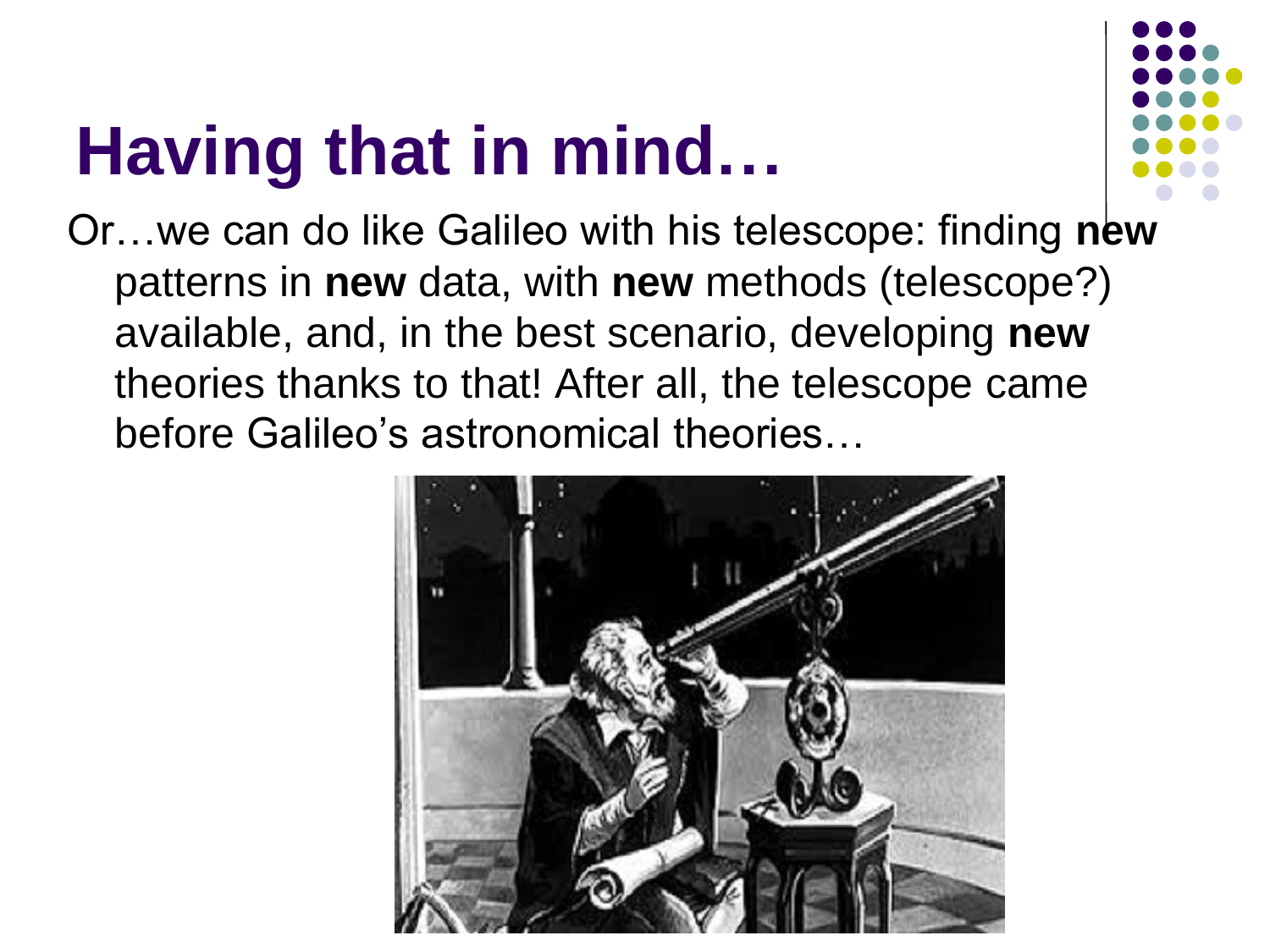# Having that in mind…

Or…we can do like Galileo with his telescope: finding **new** patterns in **new** data, with **new** methods (telescope?) available, and, in the best scenario, developing **new** theories thanks to that! After all, the telescope came before Galileo's astronomical theories…